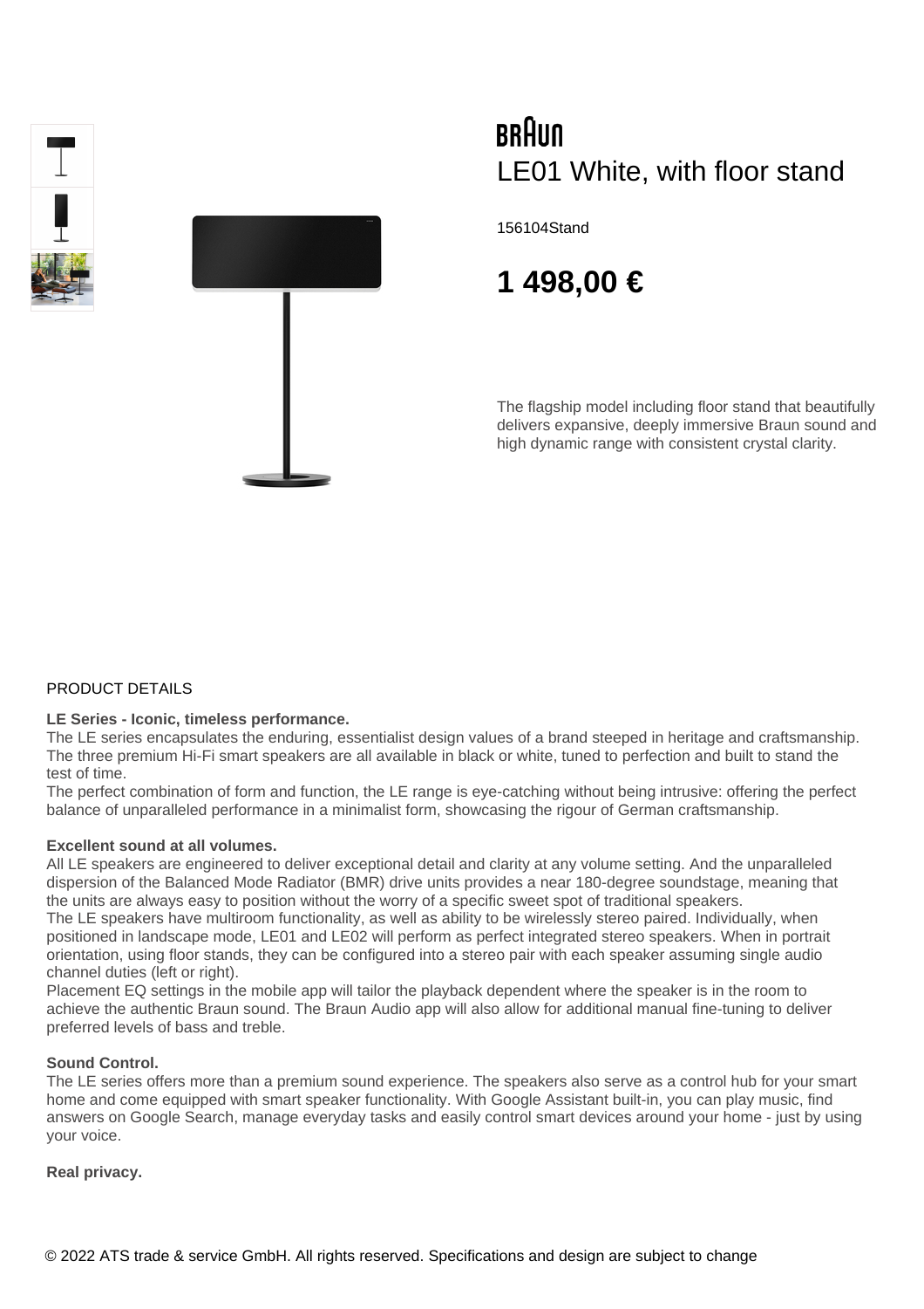BRAUN

# LE01 White, with floor stand

156104Stand

**1 498,00 €**

The flagship model including floor stand that beautifully delivers expansive, deeply immersive Braun sound and high dynamic range with consistent crystal clarity.

PRODUCT DETAILS

**LE Series - Iconic, timeless performance.**
The LE series encapsulates the enduring, essentialist design values of a brand steeped in heritage and craftsmanship. The three premium Hi-Fi smart speakers are all available in black or white, tuned to perfection and built to stand the test of time.
The perfect combination of form and function, the LE range is eye-catching without being intrusive: offering the perfect balance of unparalleled performance in a minimalist form, showcasing the rigour of German craftsmanship.

**Excellent sound at all volumes.**
All LE speakers are engineered to deliver exceptional detail and clarity at any volume setting. And the unparalleled dispersion of the Balanced Mode Radiator (BMR) drive units provides a near 180-degree soundstage, meaning that the units are always easy to position without the worry of a specific sweet spot of traditional speakers.
The LE speakers have multiroom functionality, as well as ability to be wirelessly stereo paired. Individually, when positioned in landscape mode, LE01 and LE02 will perform as perfect integrated stereo speakers. When in portrait orientation, using floor stands, they can be configured into a stereo pair with each speaker assuming single audio channel duties (left or right).
Placement EQ settings in the mobile app will tailor the playback dependent where the speaker is in the room to achieve the authentic Braun sound. The Braun Audio app will also allow for additional manual fine-tuning to deliver preferred levels of bass and treble.

**Sound Control.**
The LE series offers more than a premium sound experience. The speakers also serve as a control hub for your smart home and come equipped with smart speaker functionality. With Google Assistant built-in, you can play music, find answers on Google Search, manage everyday tasks and easily control smart devices around your home - just by using your voice.

**Real privacy.**

© 2022 ATS trade & service GmbH. All rights reserved. Specifications and design are subject to change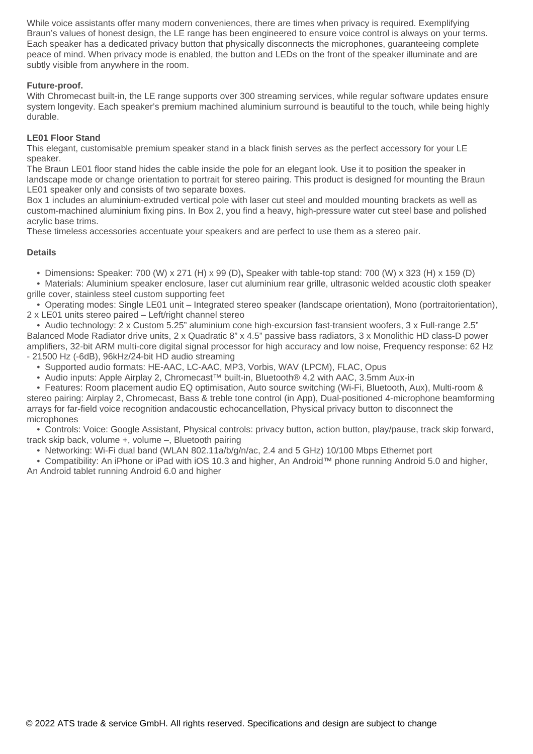While voice assistants offer many modern conveniences, there are times when privacy is required. Exemplifying Braun's values of honest design, the LE range has been engineered to ensure voice control is always on your terms. Each speaker has a dedicated privacy button that physically disconnects the microphones, guaranteeing complete peace of mind. When privacy mode is enabled, the button and LEDs on the front of the speaker illuminate and are subtly visible from anywhere in the room.

**Future-proof.**

With Chromecast built-in, the LE range supports over 300 streaming services, while regular software updates ensure system longevity. Each speaker's premium machined aluminium surround is beautiful to the touch, while being highly durable.

**LE01 Floor Stand**

This elegant, customisable premium speaker stand in a black finish serves as the perfect accessory for your LE speaker.

The Braun LE01 floor stand hides the cable inside the pole for an elegant look. Use it to position the speaker in landscape mode or change orientation to portrait for stereo pairing. This product is designed for mounting the Braun LE01 speaker only and consists of two separate boxes.

Box 1 includes an aluminium-extruded vertical pole with laser cut steel and moulded mounting brackets as well as custom-machined aluminium fixing pins. In Box 2, you find a heavy, high-pressure water cut steel base and polished acrylic base trims.

These timeless accessories accentuate your speakers and are perfect to use them as a stereo pair.

**Details**

- Dimensions**:** Speaker: 700 (W) x 271 (H) x 99 (D)**,** Speaker with table-top stand: 700 (W) x 323 (H) x 159 (D)
- Materials: Aluminium speaker enclosure, laser cut aluminium rear grille, ultrasonic welded acoustic cloth speaker grille cover, stainless steel custom supporting feet
- Operating modes: Single LE01 unit – Integrated stereo speaker (landscape orientation), Mono (portraitorientation), 2 x LE01 units stereo paired – Left/right channel stereo
- Audio technology: 2 x Custom 5.25" aluminium cone high-excursion fast-transient woofers, 3 x Full-range 2.5" Balanced Mode Radiator drive units, 2 x Quadratic 8" x 4.5" passive bass radiators, 3 x Monolithic HD class-D power amplifiers, 32-bit ARM multi-core digital signal processor for high accuracy and low noise, Frequency response: 62 Hz - 21500 Hz (-6dB), 96kHz/24-bit HD audio streaming
- Supported audio formats: HE-AAC, LC-AAC, MP3, Vorbis, WAV (LPCM), FLAC, Opus
- Audio inputs: Apple Airplay 2, Chromecast™ built-in, Bluetooth® 4.2 with AAC, 3.5mm Aux-in
- Features: Room placement audio EQ optimisation, Auto source switching (Wi-Fi, Bluetooth, Aux), Multi-room & stereo pairing: Airplay 2, Chromecast, Bass & treble tone control (in App), Dual-positioned 4-microphone beamforming arrays for far-field voice recognition andacoustic echocancellation, Physical privacy button to disconnect the microphones
- Controls: Voice: Google Assistant, Physical controls: privacy button, action button, play/pause, track skip forward, track skip back, volume +, volume –, Bluetooth pairing
- Networking: Wi-Fi dual band (WLAN 802.11a/b/g/n/ac, 2.4 and 5 GHz) 10/100 Mbps Ethernet port
- Compatibility: An iPhone or iPad with iOS 10.3 and higher, An Android™ phone running Android 5.0 and higher, An Android tablet running Android 6.0 and higher

© 2022 ATS trade & service GmbH. All rights reserved. Specifications and design are subject to change